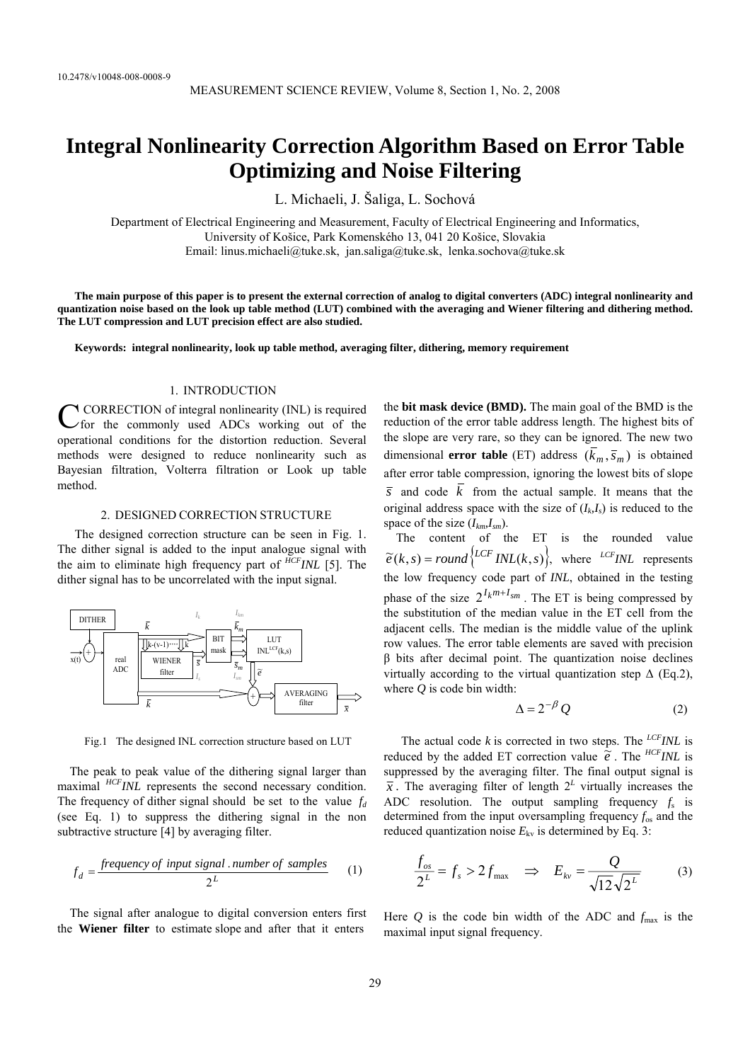10.2478/v10048-008-0008-9

# Integral Nonlinearity Correction Algorithm Based on Error Table Optimizing and Noise Filtering

L. Michaeli, J. Šaliga, L. Sochová

Department of Electrical Engineering and Measurement, Faculty of Electrical Engineering and Informatics, University of Košice, Park Komenského 13, 041 20 Košice, Slovakia
Email: linus.michaeli@tuke.sk, jan.saliga@tuke.sk, lenka.sochova@tuke.sk

**The main purpose of this paper is to present the external correction of analog to digital converters (ADC) integral nonlinearity and quantization noise based on the look up table method (LUT) combined with the averaging and Wiener filtering and dithering method. The LUT compression and LUT precision effect are also studied.**

**Keywords: integral nonlinearity, look up table method, averaging filter, dithering, memory requirement**

## 1. INTRODUCTION

CORRECTION of integral nonlinearity (INL) is required for the commonly used ADCs working out of the operational conditions for the distortion reduction. Several methods were designed to reduce nonlinearity such as Bayesian filtration, Volterra filtration or Look up table method.

## 2. DESIGNED CORRECTION STRUCTURE

The designed correction structure can be seen in Fig. 1. The dither signal is added to the input analogue signal with the aim to eliminate high frequency part of $^{HCF}INL$ [5]. The dither signal has to be uncorrelated with the input signal.

Fig.1 The designed INL correction structure based on LUT

The peak to peak value of the dithering signal larger than maximal $^{HCF}INL$ represents the second necessary condition. The frequency of dither signal should be set to the value $f_d$ (see Eq. 1) to suppress the dithering signal in the non subtractive structure [4] by averaging filter.

$$f_d = \frac{\textit{frequency of input signal . number of samples}}{2^L} \qquad (1)$$

The signal after analogue to digital conversion enters first the **Wiener filter** to estimate slope and after that it enters the **bit mask device (BMD).** The main goal of the BMD is the reduction of the error table address length. The highest bits of the slope are very rare, so they can be ignored. The new two dimensional **error table** (ET) address $(\bar{k}_m, \bar{s}_m)$ is obtained after error table compression, ignoring the lowest bits of slope $\bar{s}$ and code $\bar{k}$ from the actual sample. It means that the original address space with the size of $(I_k, I_s)$ is reduced to the space of the size $(I_{km}, I_{sm})$.

The content of the ET is the rounded value $\tilde{e}(k,s) = round\left\{^{LCF}INL(k,s)\right\}$, where $^{LCF}INL$ represents the low frequency code part of *INL*, obtained in the testing phase of the size $2^{I_k m + I_{sm}}$. The ET is being compressed by the substitution of the median value in the ET cell from the adjacent cells. The median is the middle value of the uplink row values. The error table elements are saved with precision β bits after decimal point. The quantization noise declines virtually according to the virtual quantization step Δ (Eq.2), where *Q* is code bin width:

$$\Delta = 2^{-\beta} Q \qquad (2)$$

The actual code *k* is corrected in two steps. The $^{LCF}INL$ is reduced by the added ET correction value $\tilde{e}$. The $^{HCF}INL$ is suppressed by the averaging filter. The final output signal is $\bar{x}$. The averaging filter of length $2^L$ virtually increases the ADC resolution. The output sampling frequency $f_s$ is determined from the input oversampling frequency $f_{os}$ and the reduced quantization noise $E_{kv}$ is determined by Eq. 3:

$$\frac{f_{os}}{2^L} = f_s > 2 f_{max} \quad \Rightarrow \quad E_{kv} = \frac{Q}{\sqrt{12}\sqrt{2^L}} \qquad (3)$$

Here *Q* is the code bin width of the ADC and $f_{max}$ is the maximal input signal frequency.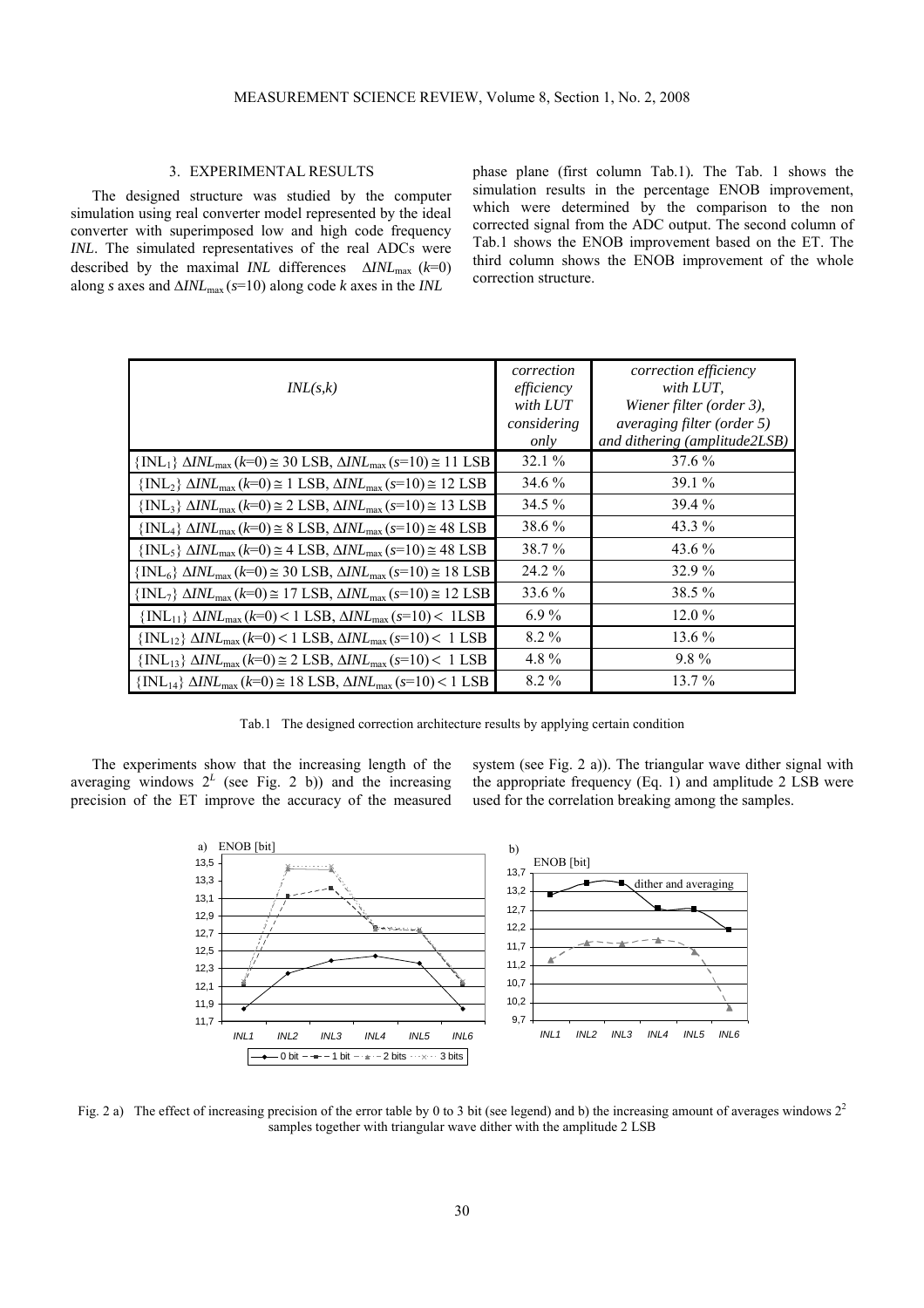## 3. EXPERIMENTAL RESULTS

The designed structure was studied by the computer simulation using real converter model represented by the ideal converter with superimposed low and high code frequency *INL*. The simulated representatives of the real ADCs were described by the maximal *INL* differences $\Delta INL_{max}$ ($k$=0) along *s* axes and $\Delta INL_{max}$ ($s$=10) along code *k* axes in the *INL* phase plane (first column Tab.1). The Tab. 1 shows the simulation results in the percentage ENOB improvement, which were determined by the comparison to the non corrected signal from the ADC output. The second column of Tab.1 shows the ENOB improvement based on the ET. The third column shows the ENOB improvement of the whole correction structure.

| *INL(s,k)* | *correction efficiency with LUT considering only* | *correction efficiency with LUT, Wiener filter (order 3), averaging filter (order 5) and dithering (amplitude2LSB)* |
|---|---|---|
| {$INL_1$} $\Delta INL_{max}$ ($k$=0) ≅ 30 LSB, $\Delta INL_{max}$ ($s$=10) ≅ 11 LSB | 32.1 % | 37.6 % |
| {$INL_2$} $\Delta INL_{max}$ ($k$=0) ≅ 1 LSB, $\Delta INL_{max}$ ($s$=10) ≅ 12 LSB | 34.6 % | 39.1 % |
| {$INL_3$} $\Delta INL_{max}$ ($k$=0) ≅ 2 LSB, $\Delta INL_{max}$ ($s$=10) ≅ 13 LSB | 34.5 % | 39.4 % |
| {$INL_4$} $\Delta INL_{max}$ ($k$=0) ≅ 8 LSB, $\Delta INL_{max}$ ($s$=10) ≅ 48 LSB | 38.6 % | 43.3 % |
| {$INL_5$} $\Delta INL_{max}$ ($k$=0) ≅ 4 LSB, $\Delta INL_{max}$ ($s$=10) ≅ 48 LSB | 38.7 % | 43.6 % |
| {$INL_6$} $\Delta INL_{max}$ ($k$=0) ≅ 30 LSB, $\Delta INL_{max}$ ($s$=10) ≅ 18 LSB | 24.2 % | 32.9 % |
| {$INL_7$} $\Delta INL_{max}$ ($k$=0) ≅ 17 LSB, $\Delta INL_{max}$ ($s$=10) ≅ 12 LSB | 33.6 % | 38.5 % |
| {$INL_{11}$} $\Delta INL_{max}$ ($k$=0) < 1 LSB, $\Delta INL_{max}$ ($s$=10) < 1LSB | 6.9 % | 12.0 % |
| {$INL_{12}$} $\Delta INL_{max}$ ($k$=0) < 1 LSB, $\Delta INL_{max}$ ($s$=10) < 1 LSB | 8.2 % | 13.6 % |
| {$INL_{13}$} $\Delta INL_{max}$ ($k$=0) ≅ 2 LSB, $\Delta INL_{max}$ ($s$=10) < 1 LSB | 4.8 % | 9.8 % |
| {$INL_{14}$} $\Delta INL_{max}$ ($k$=0) ≅ 18 LSB, $\Delta INL_{max}$ ($s$=10) < 1 LSB | 8.2 % | 13.7 % |

Tab.1 The designed correction architecture results by applying certain condition

The experiments show that the increasing length of the averaging windows $2^L$ (see Fig. 2 b)) and the increasing precision of the ET improve the accuracy of the measured system (see Fig. 2 a)). The triangular wave dither signal with the appropriate frequency (Eq. 1) and amplitude 2 LSB were used for the correlation breaking among the samples.

Fig. 2 a) The effect of increasing precision of the error table by 0 to 3 bit (see legend) and b) the increasing amount of averages windows $2^2$ samples together with triangular wave dither with the amplitude 2 LSB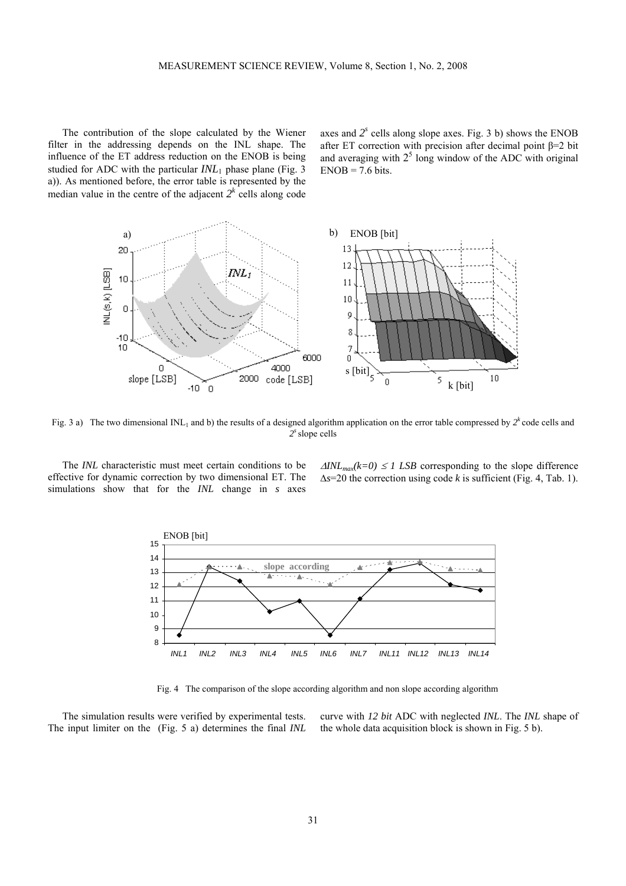The contribution of the slope calculated by the Wiener filter in the addressing depends on the INL shape. The influence of the ET address reduction on the ENOB is being studied for ADC with the particular $INL_1$ phase plane (Fig. 3 a)). As mentioned before, the error table is represented by the median value in the centre of the adjacent $2^k$ cells along code axes and $2^s$ cells along slope axes. Fig. 3 b) shows the ENOB after ET correction with precision after decimal point β=2 bit and averaging with $2^5$ long window of the ADC with original ENOB = 7.6 bits.

Fig. 3 a) The two dimensional $INL_1$ and b) the results of a designed algorithm application on the error table compressed by $2^k$ code cells and $2^s$ slope cells

The *INL* characteristic must meet certain conditions to be effective for dynamic correction by two dimensional ET. The simulations show that for the *INL* change in *s* axes $\Delta INL_{max}(k=0) \leq 1$ *LSB* corresponding to the slope difference $\Delta s$=20 the correction using code *k* is sufficient (Fig. 4, Tab. 1).

Fig. 4 The comparison of the slope according algorithm and non slope according algorithm

The simulation results were verified by experimental tests. The input limiter on the (Fig. 5 a) determines the final *INL* curve with *12 bit* ADC with neglected *INL*. The *INL* shape of the whole data acquisition block is shown in Fig. 5 b).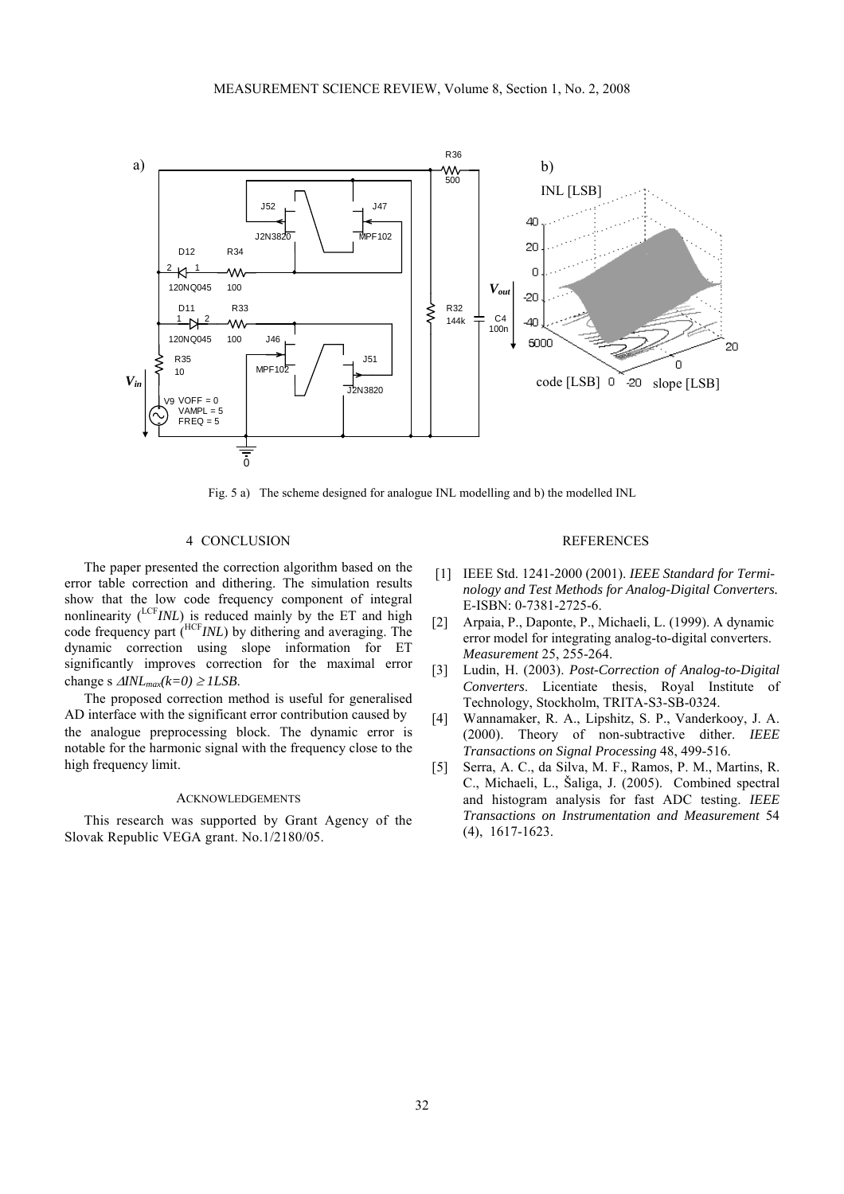a)

R36
500
J52
J47
J2N3820
MPF102
D12
R34
2 1
120NQ045
100
D11
R33
1 2
120NQ045
100
J46
R35
10
MPF102
J51
J2N3820
$V_{in}$
V9 VOFF = 0
VAMPL = 5
FREQ = 5
0
R32
144k
C4
100n
$V_{out}$

b)

INL [LSB]
40
20
0
-20
-40
5000
0
code [LSB]
-20
0
20
slope [LSB]

Fig. 5 a) The scheme designed for analogue INL modelling and b) the modelled INL

## 4 CONCLUSION

The paper presented the correction algorithm based on the error table correction and dithering. The simulation results show that the low code frequency component of integral nonlinearity ($^{LCF}INL$) is reduced mainly by the ET and high code frequency part ($^{HCF}INL$) by dithering and averaging. The dynamic correction using slope information for ET significantly improves correction for the maximal error change s $\Delta INL_{max}(k=0) \geq 1LSB$.

The proposed correction method is useful for generalised AD interface with the significant error contribution caused by the analogue preprocessing block. The dynamic error is notable for the harmonic signal with the frequency close to the high frequency limit.

### ACKNOWLEDGEMENTS

This research was supported by Grant Agency of the Slovak Republic VEGA grant. No.1/2180/05.

## REFERENCES

[1] IEEE Std. 1241-2000 (2001). *IEEE Standard for Terminology and Test Methods for Analog-Digital Converters.* E-ISBN: 0-7381-2725-6.

[2] Arpaia, P., Daponte, P., Michaeli, L. (1999). A dynamic error model for integrating analog-to-digital converters. *Measurement* 25, 255-264.

[3] Ludin, H. (2003). *Post-Correction of Analog-to-Digital Converters*. Licentiate thesis, Royal Institute of Technology, Stockholm, TRITA-S3-SB-0324.

[4] Wannamaker, R. A., Lipshitz, S. P., Vanderkooy, J. A. (2000). Theory of non-subtractive dither. *IEEE Transactions on Signal Processing* 48, 499-516.

[5] Serra, A. C., da Silva, M. F., Ramos, P. M., Martins, R. C., Michaeli, L., Šaliga, J. (2005). Combined spectral and histogram analysis for fast ADC testing. *IEEE Transactions on Instrumentation and Measurement* 54 (4), 1617-1623.